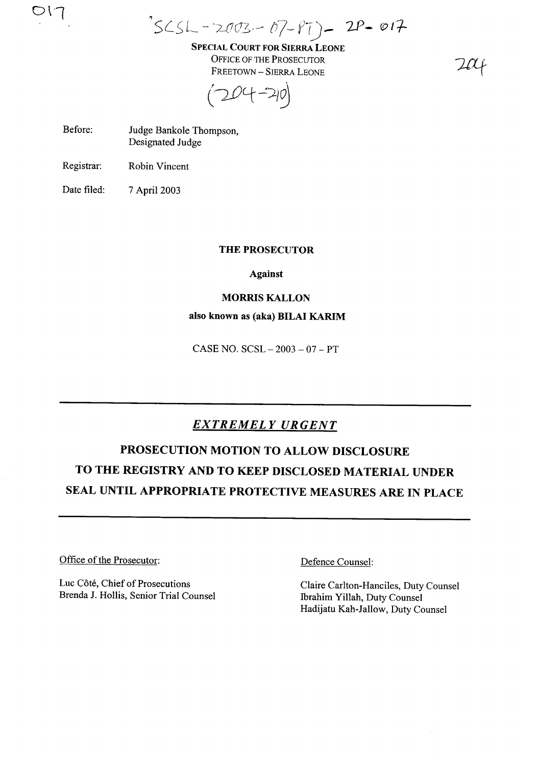SCSL-2003-07-PT)- 2P-017

**SPECIAL COURT FOR SIERRA LEONE**
OFFICE OF THE PROSECUTOR
FREETOWN – SIERRA LEONE

(204-210)

Before: Judge Bankole Thompson, Designated Judge

Registrar: Robin Vincent

Date filed: 7 April 2003

**THE PROSECUTOR**

**Against**

**MORRIS KALLON**

**also known as (aka) BILAI KARIM**

CASE NO. SCSL – 2003 – 07 – PT

---

***EXTREMELY URGENT***

# PROSECUTION MOTION TO ALLOW DISCLOSURE TO THE REGISTRY AND TO KEEP DISCLOSED MATERIAL UNDER SEAL UNTIL APPROPRIATE PROTECTIVE MEASURES ARE IN PLACE

---

Office of the Prosecutor:

Luc Côté, Chief of Prosecutions
Brenda J. Hollis, Senior Trial Counsel

Defence Counsel:

Claire Carlton-Hanciles, Duty Counsel
Ibrahim Yillah, Duty Counsel
Hadijatu Kah-Jallow, Duty Counsel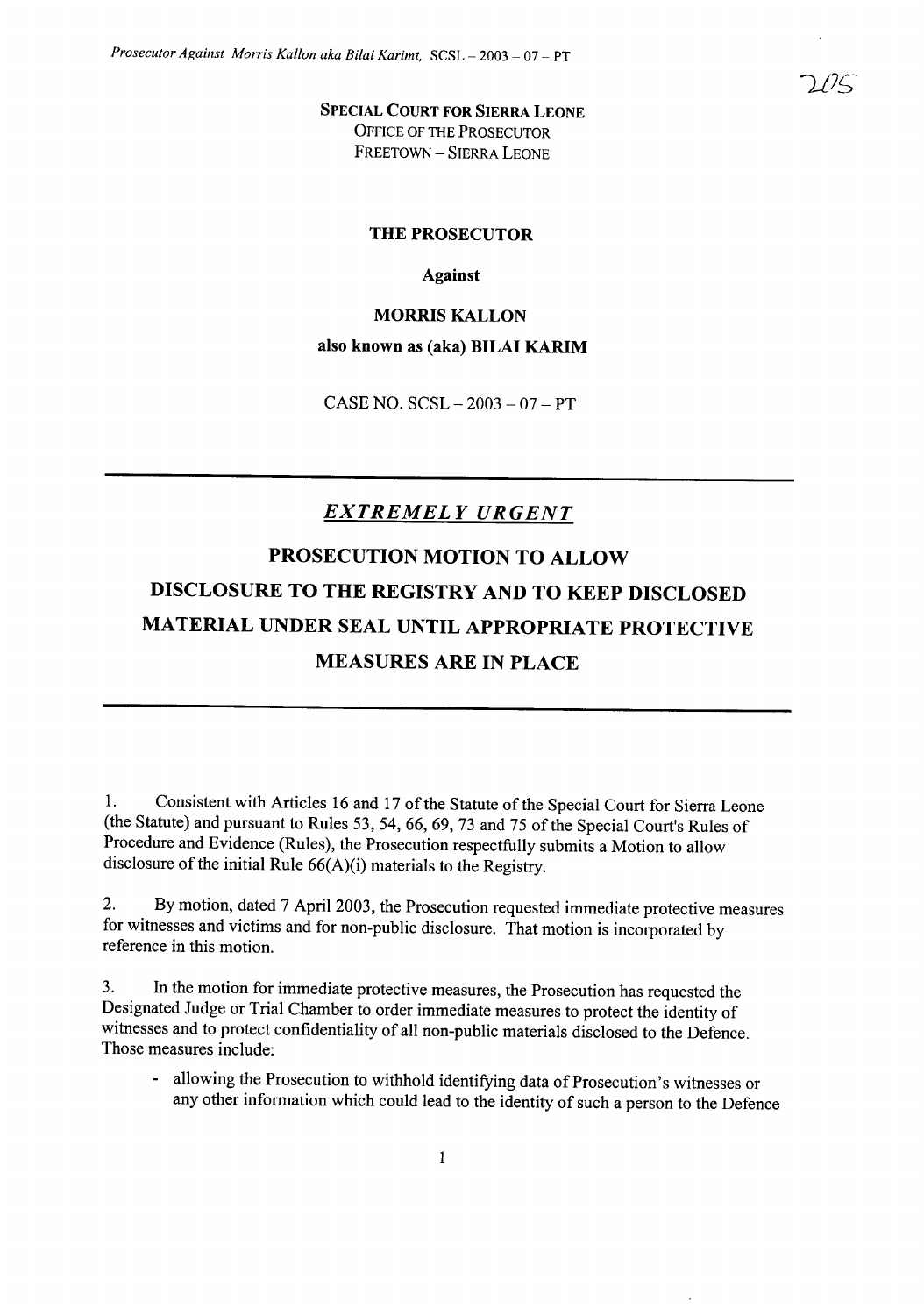**SPECIAL COURT FOR SIERRA LEONE**
OFFICE OF THE PROSECUTOR
FREETOWN – SIERRA LEONE

**THE PROSECUTOR**

**Against**

**MORRIS KALLON**

**also known as (aka) BILAI KARIM**

CASE NO. SCSL – 2003 – 07 – PT

---

***EXTREMELY URGENT***

# PROSECUTION MOTION TO ALLOW DISCLOSURE TO THE REGISTRY AND TO KEEP DISCLOSED MATERIAL UNDER SEAL UNTIL APPROPRIATE PROTECTIVE MEASURES ARE IN PLACE

---

1. Consistent with Articles 16 and 17 of the Statute of the Special Court for Sierra Leone (the Statute) and pursuant to Rules 53, 54, 66, 69, 73 and 75 of the Special Court's Rules of Procedure and Evidence (Rules), the Prosecution respectfully submits a Motion to allow disclosure of the initial Rule 66(A)(i) materials to the Registry.

2. By motion, dated 7 April 2003, the Prosecution requested immediate protective measures for witnesses and victims and for non-public disclosure. That motion is incorporated by reference in this motion.

3. In the motion for immediate protective measures, the Prosecution has requested the Designated Judge or Trial Chamber to order immediate measures to protect the identity of witnesses and to protect confidentiality of all non-public materials disclosed to the Defence. Those measures include:

- allowing the Prosecution to withhold identifying data of Prosecution's witnesses or any other information which could lead to the identity of such a person to the Defence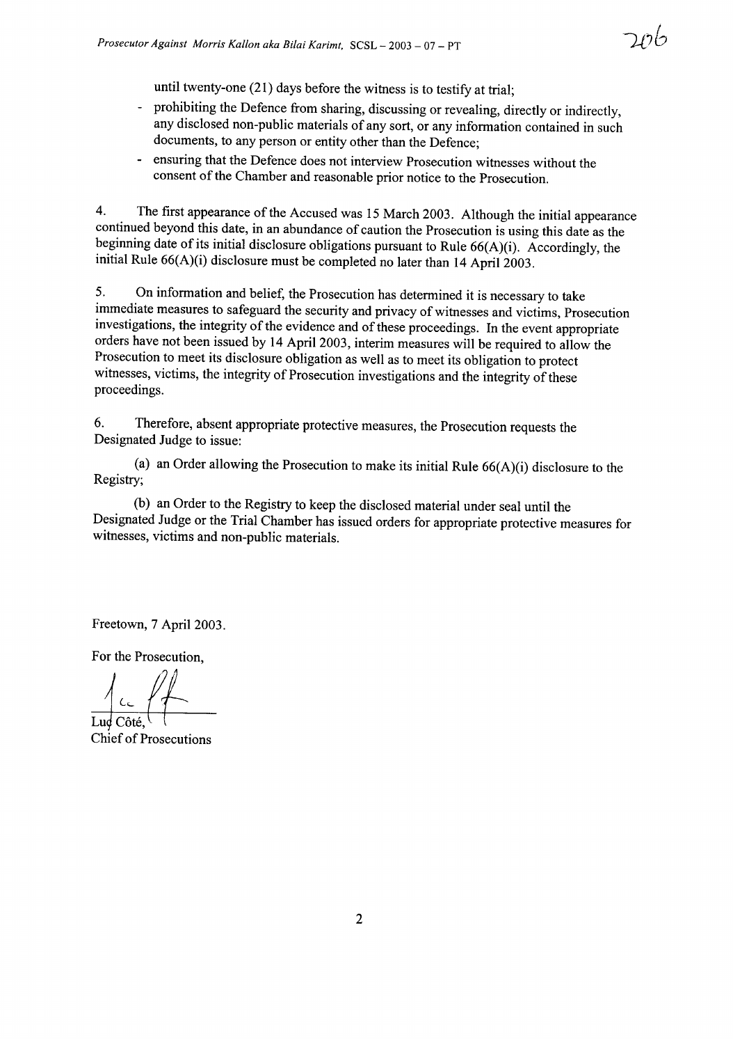until twenty-one (21) days before the witness is to testify at trial;

- prohibiting the Defence from sharing, discussing or revealing, directly or indirectly, any disclosed non-public materials of any sort, or any information contained in such documents, to any person or entity other than the Defence;
- ensuring that the Defence does not interview Prosecution witnesses without the consent of the Chamber and reasonable prior notice to the Prosecution.

4. The first appearance of the Accused was 15 March 2003. Although the initial appearance continued beyond this date, in an abundance of caution the Prosecution is using this date as the beginning date of its initial disclosure obligations pursuant to Rule 66(A)(i). Accordingly, the initial Rule 66(A)(i) disclosure must be completed no later than 14 April 2003.

5. On information and belief, the Prosecution has determined it is necessary to take immediate measures to safeguard the security and privacy of witnesses and victims, Prosecution investigations, the integrity of the evidence and of these proceedings. In the event appropriate orders have not been issued by 14 April 2003, interim measures will be required to allow the Prosecution to meet its disclosure obligation as well as to meet its obligation to protect witnesses, victims, the integrity of Prosecution investigations and the integrity of these proceedings.

6. Therefore, absent appropriate protective measures, the Prosecution requests the Designated Judge to issue:

(a) an Order allowing the Prosecution to make its initial Rule 66(A)(i) disclosure to the Registry;

(b) an Order to the Registry to keep the disclosed material under seal until the Designated Judge or the Trial Chamber has issued orders for appropriate protective measures for witnesses, victims and non-public materials.

Freetown, 7 April 2003.

For the Prosecution,

Luc Côté,
Chief of Prosecutions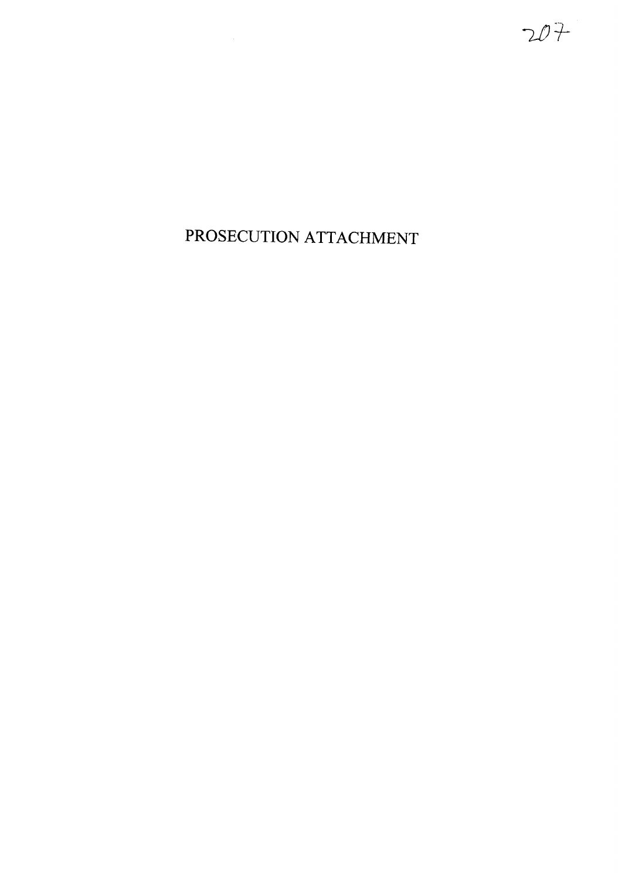# PROSECUTION ATTACHMENT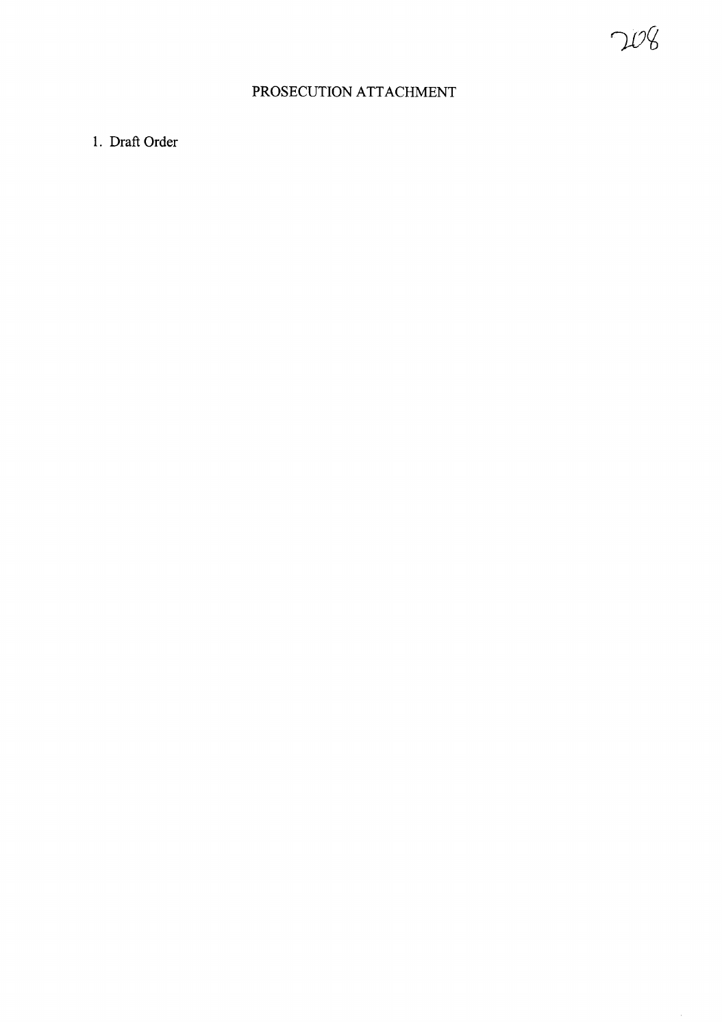# PROSECUTION ATTACHMENT

1. Draft Order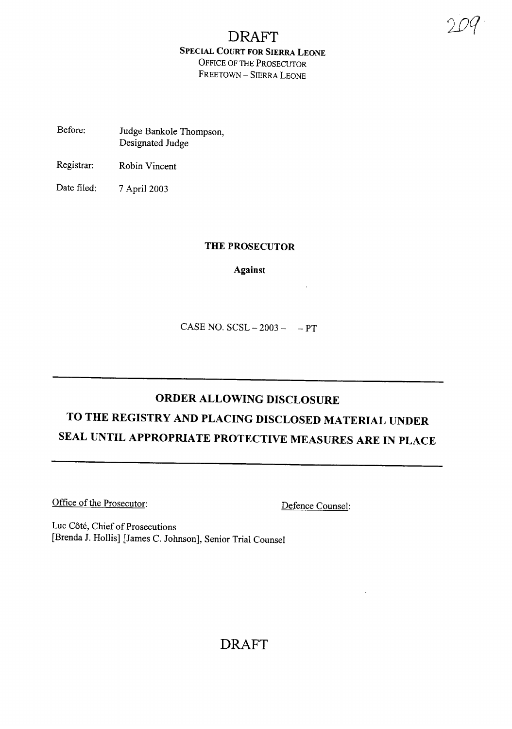# DRAFT

**SPECIAL COURT FOR SIERRA LEONE**
OFFICE OF THE PROSECUTOR
FREETOWN – SIERRA LEONE

Before: Judge Bankole Thompson,
Designated Judge

Registrar: Robin Vincent

Date filed: 7 April 2003

**THE PROSECUTOR**

**Against**

CASE NO. SCSL – 2003 – – PT

---

## ORDER ALLOWING DISCLOSURE TO THE REGISTRY AND PLACING DISCLOSED MATERIAL UNDER SEAL UNTIL APPROPRIATE PROTECTIVE MEASURES ARE IN PLACE

---

Office of the Prosecutor:

Luc Côté, Chief of Prosecutions
[Brenda J. Hollis] [James C. Johnson], Senior Trial Counsel

Defence Counsel:

# DRAFT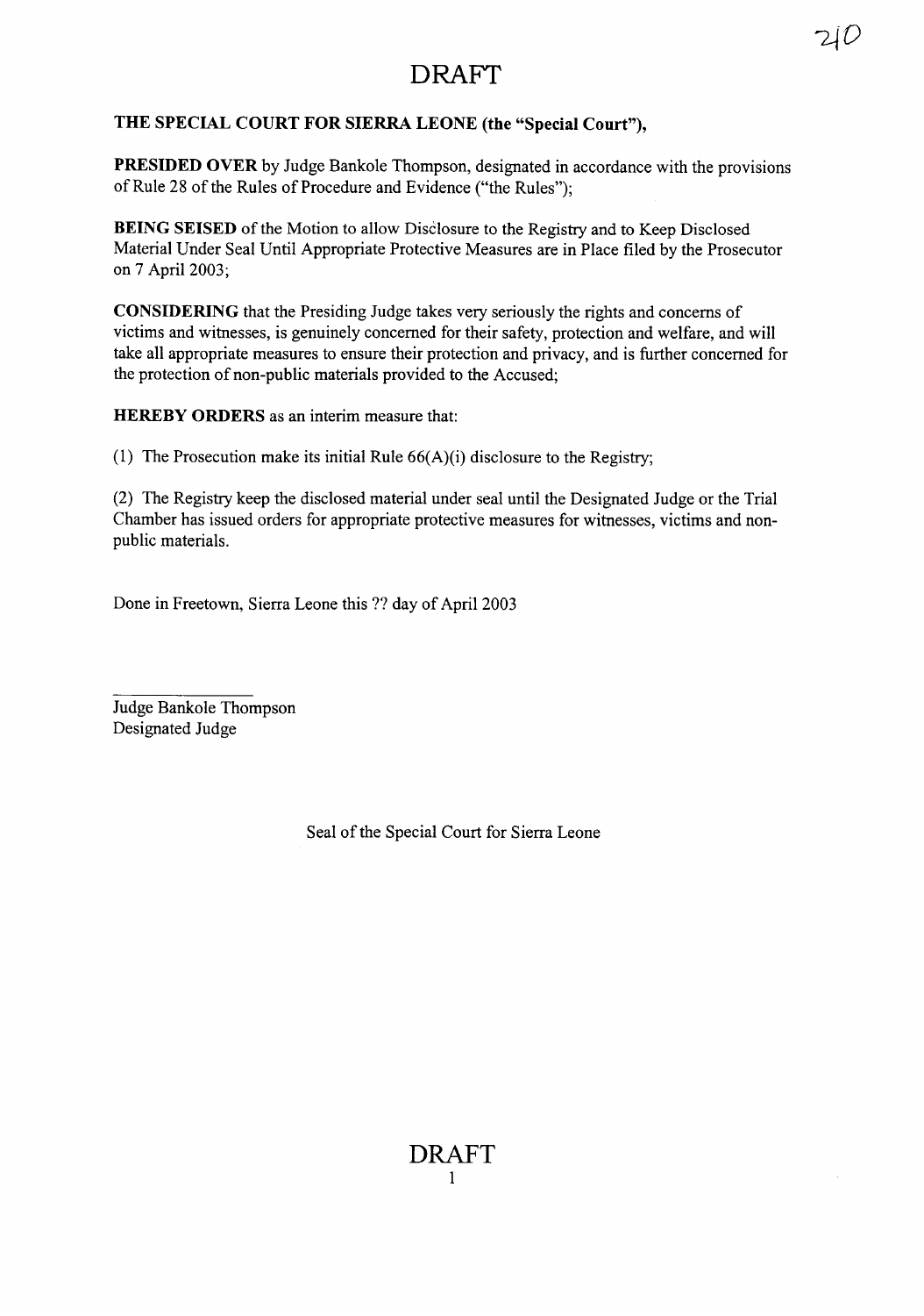# DRAFT

**THE SPECIAL COURT FOR SIERRA LEONE (the "Special Court"),**

**PRESIDED OVER** by Judge Bankole Thompson, designated in accordance with the provisions of Rule 28 of the Rules of Procedure and Evidence ("the Rules");

**BEING SEISED** of the Motion to allow Disclosure to the Registry and to Keep Disclosed Material Under Seal Until Appropriate Protective Measures are in Place filed by the Prosecutor on 7 April 2003;

**CONSIDERING** that the Presiding Judge takes very seriously the rights and concerns of victims and witnesses, is genuinely concerned for their safety, protection and welfare, and will take all appropriate measures to ensure their protection and privacy, and is further concerned for the protection of non-public materials provided to the Accused;

**HEREBY ORDERS** as an interim measure that:

(1) The Prosecution make its initial Rule 66(A)(i) disclosure to the Registry;

(2) The Registry keep the disclosed material under seal until the Designated Judge or the Trial Chamber has issued orders for appropriate protective measures for witnesses, victims and non-public materials.

Done in Freetown, Sierra Leone this ?? day of April 2003

Judge Bankole Thompson
Designated Judge

Seal of the Special Court for Sierra Leone

DRAFT